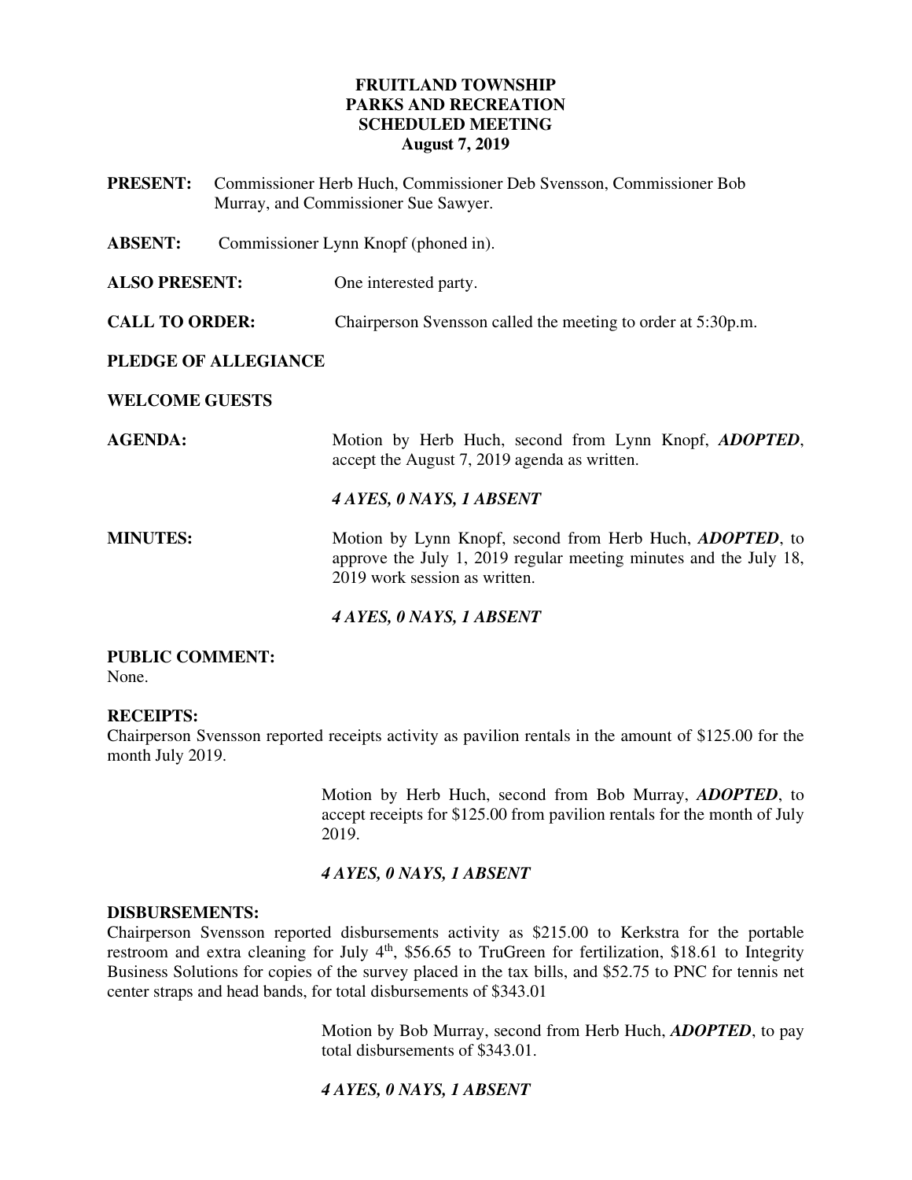**FRUITLAND TOWNSHIP**
**PARKS AND RECREATION**
**SCHEDULED MEETING**
**August 7, 2019**

**PRESENT:** Commissioner Herb Huch, Commissioner Deb Svensson, Commissioner Bob Murray, and Commissioner Sue Sawyer.

**ABSENT:** Commissioner Lynn Knopf (phoned in).

**ALSO PRESENT:** One interested party.

**CALL TO ORDER:** Chairperson Svensson called the meeting to order at 5:30p.m.

**PLEDGE OF ALLEGIANCE**

**WELCOME GUESTS**

**AGENDA:** Motion by Herb Huch, second from Lynn Knopf, ***ADOPTED***, accept the August 7, 2019 agenda as written.

***4 AYES, 0 NAYS, 1 ABSENT***

**MINUTES:** Motion by Lynn Knopf, second from Herb Huch, ***ADOPTED***, to approve the July 1, 2019 regular meeting minutes and the July 18, 2019 work session as written.

***4 AYES, 0 NAYS, 1 ABSENT***

**PUBLIC COMMENT:**
None.

**RECEIPTS:**
Chairperson Svensson reported receipts activity as pavilion rentals in the amount of $125.00 for the month July 2019.

Motion by Herb Huch, second from Bob Murray, ***ADOPTED***, to accept receipts for $125.00 from pavilion rentals for the month of July 2019.

***4 AYES, 0 NAYS, 1 ABSENT***

**DISBURSEMENTS:**
Chairperson Svensson reported disbursements activity as $215.00 to Kerkstra for the portable restroom and extra cleaning for July 4th, $56.65 to TruGreen for fertilization, $18.61 to Integrity Business Solutions for copies of the survey placed in the tax bills, and $52.75 to PNC for tennis net center straps and head bands, for total disbursements of $343.01

Motion by Bob Murray, second from Herb Huch, ***ADOPTED***, to pay total disbursements of $343.01.

***4 AYES, 0 NAYS, 1 ABSENT***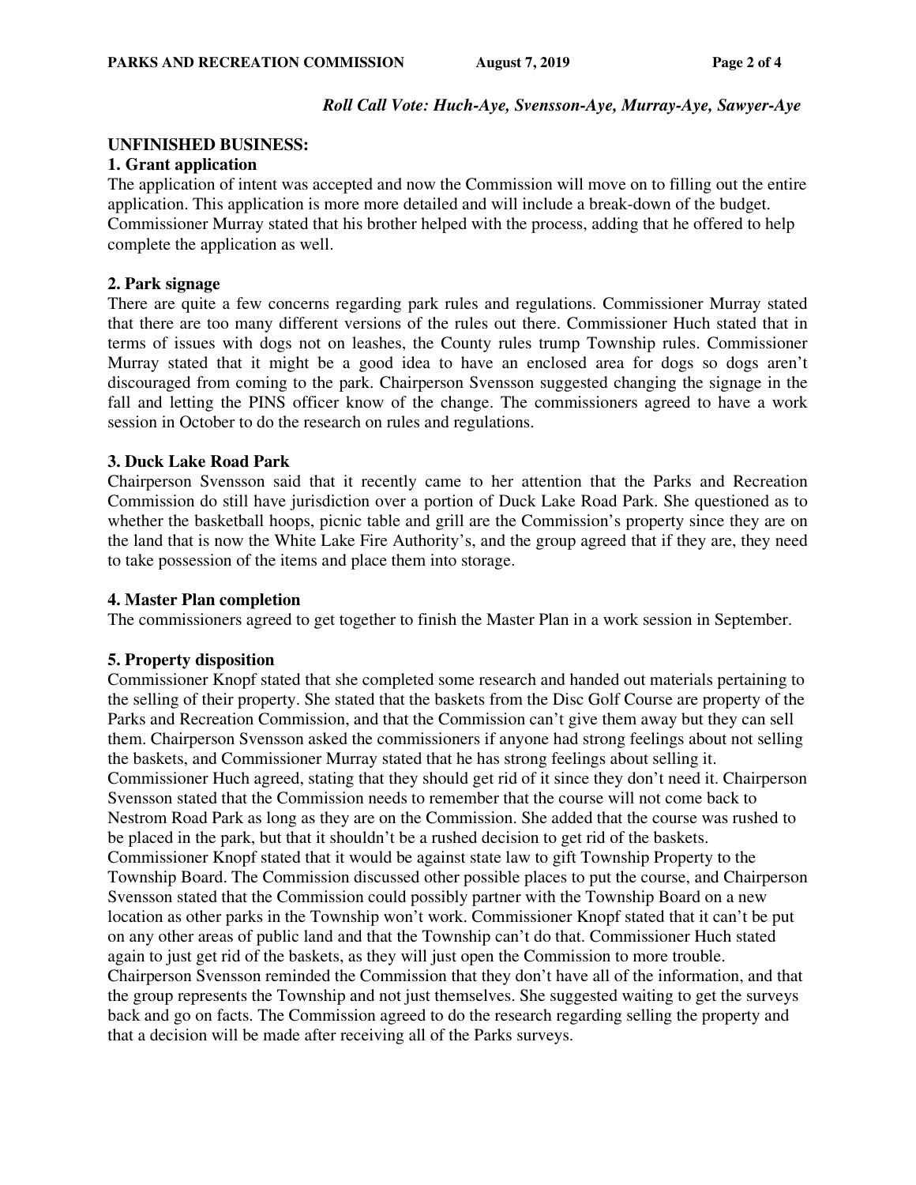*Roll Call Vote: Huch-Aye, Svensson-Aye, Murray-Aye, Sawyer-Aye*

**UNFINISHED BUSINESS:**

**1. Grant application**

The application of intent was accepted and now the Commission will move on to filling out the entire application. This application is more more detailed and will include a break-down of the budget. Commissioner Murray stated that his brother helped with the process, adding that he offered to help complete the application as well.

**2. Park signage**

There are quite a few concerns regarding park rules and regulations. Commissioner Murray stated that there are too many different versions of the rules out there. Commissioner Huch stated that in terms of issues with dogs not on leashes, the County rules trump Township rules. Commissioner Murray stated that it might be a good idea to have an enclosed area for dogs so dogs aren't discouraged from coming to the park. Chairperson Svensson suggested changing the signage in the fall and letting the PINS officer know of the change. The commissioners agreed to have a work session in October to do the research on rules and regulations.

**3. Duck Lake Road Park**

Chairperson Svensson said that it recently came to her attention that the Parks and Recreation Commission do still have jurisdiction over a portion of Duck Lake Road Park. She questioned as to whether the basketball hoops, picnic table and grill are the Commission's property since they are on the land that is now the White Lake Fire Authority's, and the group agreed that if they are, they need to take possession of the items and place them into storage.

**4. Master Plan completion**

The commissioners agreed to get together to finish the Master Plan in a work session in September.

**5. Property disposition**

Commissioner Knopf stated that she completed some research and handed out materials pertaining to the selling of their property. She stated that the baskets from the Disc Golf Course are property of the Parks and Recreation Commission, and that the Commission can't give them away but they can sell them. Chairperson Svensson asked the commissioners if anyone had strong feelings about not selling the baskets, and Commissioner Murray stated that he has strong feelings about selling it. Commissioner Huch agreed, stating that they should get rid of it since they don't need it. Chairperson Svensson stated that the Commission needs to remember that the course will not come back to Nestrom Road Park as long as they are on the Commission. She added that the course was rushed to be placed in the park, but that it shouldn't be a rushed decision to get rid of the baskets. Commissioner Knopf stated that it would be against state law to gift Township Property to the Township Board. The Commission discussed other possible places to put the course, and Chairperson Svensson stated that the Commission could possibly partner with the Township Board on a new location as other parks in the Township won't work. Commissioner Knopf stated that it can't be put on any other areas of public land and that the Township can't do that. Commissioner Huch stated again to just get rid of the baskets, as they will just open the Commission to more trouble. Chairperson Svensson reminded the Commission that they don't have all of the information, and that the group represents the Township and not just themselves. She suggested waiting to get the surveys back and go on facts. The Commission agreed to do the research regarding selling the property and that a decision will be made after receiving all of the Parks surveys.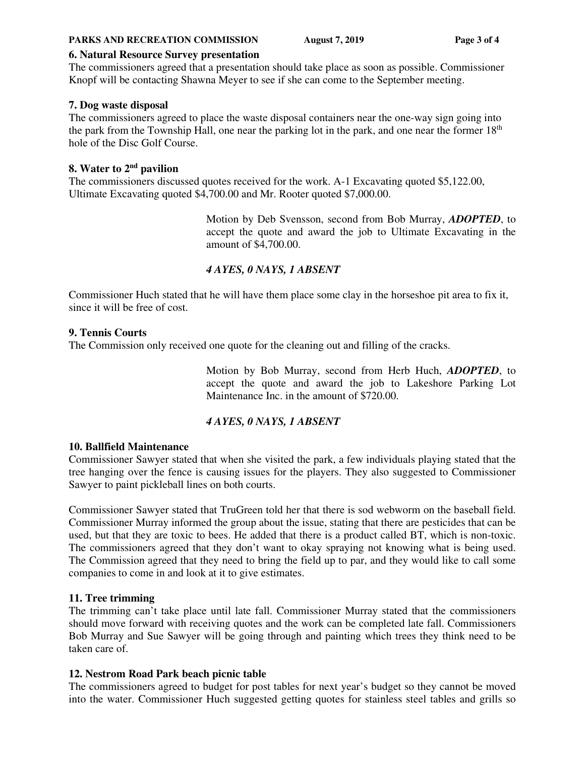### 6. Natural Resource Survey presentation

The commissioners agreed that a presentation should take place as soon as possible. Commissioner Knopf will be contacting Shawna Meyer to see if she can come to the September meeting.

### 7. Dog waste disposal

The commissioners agreed to place the waste disposal containers near the one-way sign going into the park from the Township Hall, one near the parking lot in the park, and one near the former 18th hole of the Disc Golf Course.

### 8. Water to 2nd pavilion

The commissioners discussed quotes received for the work. A-1 Excavating quoted $5,122.00, Ultimate Excavating quoted $4,700.00 and Mr. Rooter quoted $7,000.00.

> Motion by Deb Svensson, second from Bob Murray, ***ADOPTED***, to accept the quote and award the job to Ultimate Excavating in the amount of $4,700.00.
>
> ***4 AYES, 0 NAYS, 1 ABSENT***

Commissioner Huch stated that he will have them place some clay in the horseshoe pit area to fix it, since it will be free of cost.

### 9. Tennis Courts

The Commission only received one quote for the cleaning out and filling of the cracks.

> Motion by Bob Murray, second from Herb Huch, ***ADOPTED***, to accept the quote and award the job to Lakeshore Parking Lot Maintenance Inc. in the amount of $720.00.
>
> ***4 AYES, 0 NAYS, 1 ABSENT***

### 10. Ballfield Maintenance

Commissioner Sawyer stated that when she visited the park, a few individuals playing stated that the tree hanging over the fence is causing issues for the players. They also suggested to Commissioner Sawyer to paint pickleball lines on both courts.

Commissioner Sawyer stated that TruGreen told her that there is sod webworm on the baseball field. Commissioner Murray informed the group about the issue, stating that there are pesticides that can be used, but that they are toxic to bees. He added that there is a product called BT, which is non-toxic. The commissioners agreed that they don't want to okay spraying not knowing what is being used. The Commission agreed that they need to bring the field up to par, and they would like to call some companies to come in and look at it to give estimates.

### 11. Tree trimming

The trimming can't take place until late fall. Commissioner Murray stated that the commissioners should move forward with receiving quotes and the work can be completed late fall. Commissioners Bob Murray and Sue Sawyer will be going through and painting which trees they think need to be taken care of.

### 12. Nestrom Road Park beach picnic table

The commissioners agreed to budget for post tables for next year's budget so they cannot be moved into the water. Commissioner Huch suggested getting quotes for stainless steel tables and grills so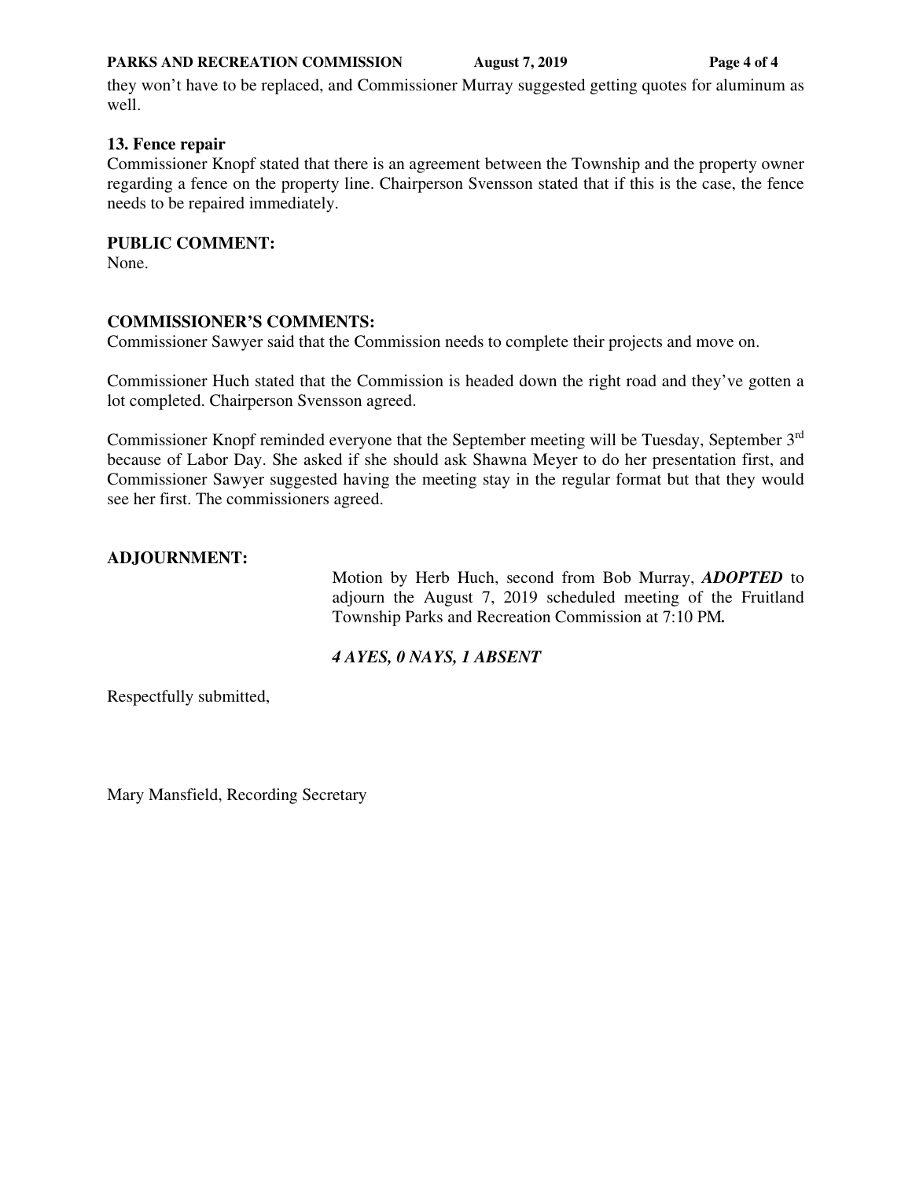they won't have to be replaced, and Commissioner Murray suggested getting quotes for aluminum as well.

**13. Fence repair**

Commissioner Knopf stated that there is an agreement between the Township and the property owner regarding a fence on the property line. Chairperson Svensson stated that if this is the case, the fence needs to be repaired immediately.

**PUBLIC COMMENT:**

None.

**COMMISSIONER'S COMMENTS:**

Commissioner Sawyer said that the Commission needs to complete their projects and move on.

Commissioner Huch stated that the Commission is headed down the right road and they've gotten a lot completed. Chairperson Svensson agreed.

Commissioner Knopf reminded everyone that the September meeting will be Tuesday, September 3rd because of Labor Day. She asked if she should ask Shawna Meyer to do her presentation first, and Commissioner Sawyer suggested having the meeting stay in the regular format but that they would see her first. The commissioners agreed.

**ADJOURNMENT:**

Motion by Herb Huch, second from Bob Murray, ***ADOPTED*** to adjourn the August 7, 2019 scheduled meeting of the Fruitland Township Parks and Recreation Commission at 7:10 PM.

***4 AYES, 0 NAYS, 1 ABSENT***

Respectfully submitted,

Mary Mansfield, Recording Secretary